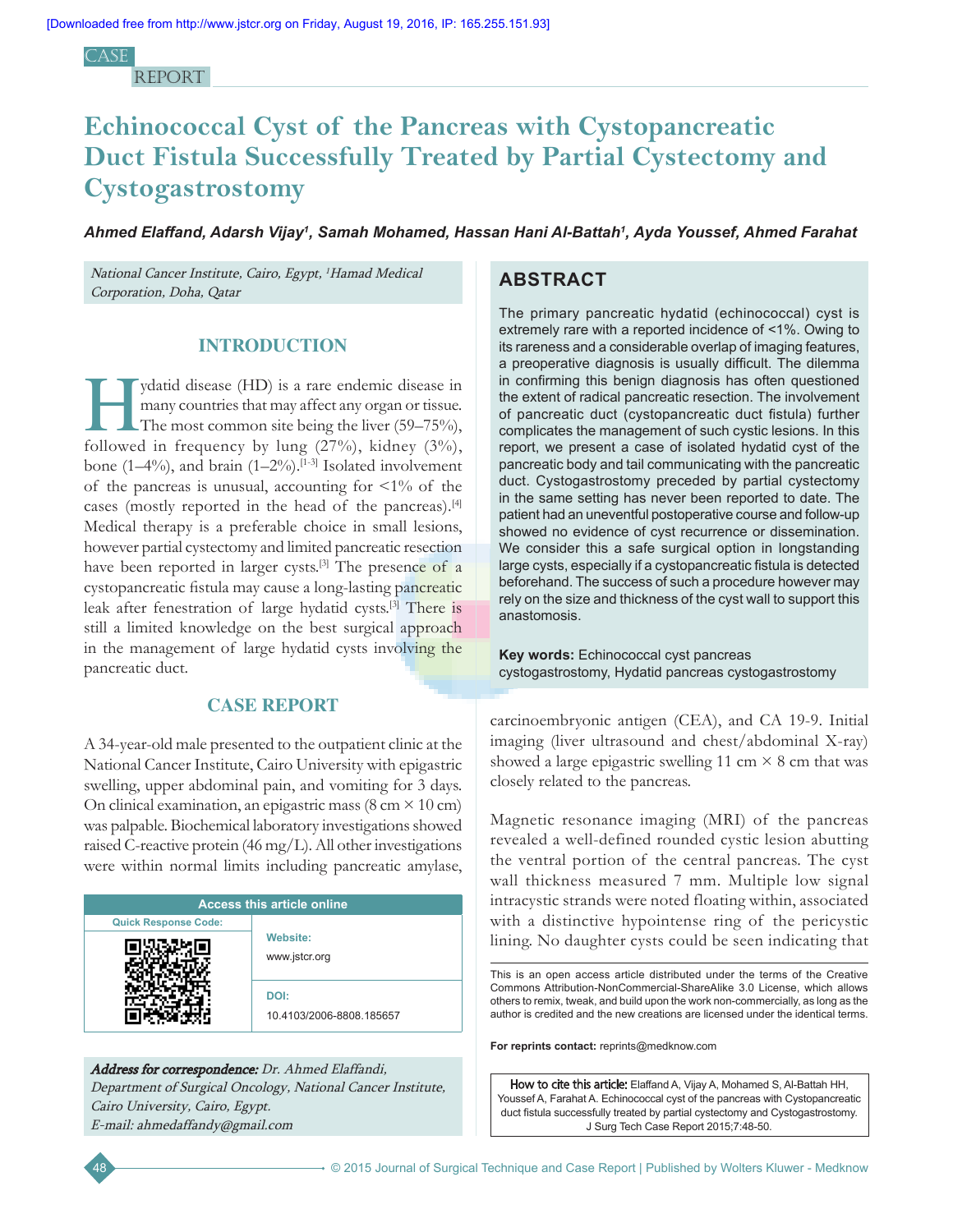CASE REPORT

# Echinococcal Cyst of the Pancreas with Cystopancreatic Duct Fistula Successfully Treated by Partial Cystectomy and Cystogastrostomy

***Ahmed Elaffand, Adarsh Vijay[1], Samah Mohamed, Hassan Hani Al-Battah[1], Ayda Youssef, Ahmed Farahat***

*National Cancer Institute, Cairo, Egypt, [1]Hamad Medical Corporation, Doha, Qatar*

## ABSTRACT

The primary pancreatic hydatid (echinococcal) cyst is extremely rare with a reported incidence of <1%. Owing to its rareness and a considerable overlap of imaging features, a preoperative diagnosis is usually difficult. The dilemma in confirming this benign diagnosis has often questioned the extent of radical pancreatic resection. The involvement of pancreatic duct (cystopancreatic duct fistula) further complicates the management of such cystic lesions. In this report, we present a case of isolated hydatid cyst of the pancreatic body and tail communicating with the pancreatic duct. Cystogastrostomy preceded by partial cystectomy in the same setting has never been reported to date. The patient had an uneventful postoperative course and follow-up showed no evidence of cyst recurrence or dissemination. We consider this a safe surgical option in longstanding large cysts, especially if a cystopancreatic fistula is detected beforehand. The success of such a procedure however may rely on the size and thickness of the cyst wall to support this anastomosis.

**Key words:** Echinococcal cyst pancreas cystogastrostomy, Hydatid pancreas cystogastrostomy

## INTRODUCTION

Hydatid disease (HD) is a rare endemic disease in many countries that may affect any organ or tissue. The most common site being the liver (59–75%), followed in frequency by lung (27%), kidney (3%), bone (1–4%), and brain (1–2%).[1-3] Isolated involvement of the pancreas is unusual, accounting for <1% of the cases (mostly reported in the head of the pancreas).[4] Medical therapy is a preferable choice in small lesions, however partial cystectomy and limited pancreatic resection have been reported in larger cysts.[3] The presence of a cystopancreatic fistula may cause a long-lasting pancreatic leak after fenestration of large hydatid cysts.[3] There is still a limited knowledge on the best surgical approach in the management of large hydatid cysts involving the pancreatic duct.

## CASE REPORT

A 34-year-old male presented to the outpatient clinic at the National Cancer Institute, Cairo University with epigastric swelling, upper abdominal pain, and vomiting for 3 days. On clinical examination, an epigastric mass (8 cm × 10 cm) was palpable. Biochemical laboratory investigations showed raised C-reactive protein (46 mg/L). All other investigations were within normal limits including pancreatic amylase, carcinoembryonic antigen (CEA), and CA 19-9. Initial imaging (liver ultrasound and chest/abdominal X-ray) showed a large epigastric swelling 11 cm × 8 cm that was closely related to the pancreas.

Magnetic resonance imaging (MRI) of the pancreas revealed a well-defined rounded cystic lesion abutting the ventral portion of the central pancreas. The cyst wall thickness measured 7 mm. Multiple low signal intracystic strands were noted floating within, associated with a distinctive hypointense ring of the pericystic lining. No daughter cysts could be seen indicating that

| Access this article online | |
|---|---|
| Quick Response Code: | Website: www.jstcr.org |
| | DOI: 10.4103/2006-8808.185657 |

***Address for correspondence:*** *Dr. Ahmed Elaffandi, Department of Surgical Oncology, National Cancer Institute, Cairo University, Cairo, Egypt. E-mail: ahmedaffandy@gmail.com*

This is an open access article distributed under the terms of the Creative Commons Attribution-NonCommercial-ShareAlike 3.0 License, which allows others to remix, tweak, and build upon the work non-commercially, as long as the author is credited and the new creations are licensed under the identical terms.

**For reprints contact:** reprints@medknow.com

**How to cite this article:** Elaffand A, Vijay A, Mohamed S, Al-Battah HH, Youssef A, Farahat A. Echinococcal cyst of the pancreas with Cystopancreatic duct fistula successfully treated by partial cystectomy and Cystogastrostomy. J Surg Tech Case Report 2015;7:48-50.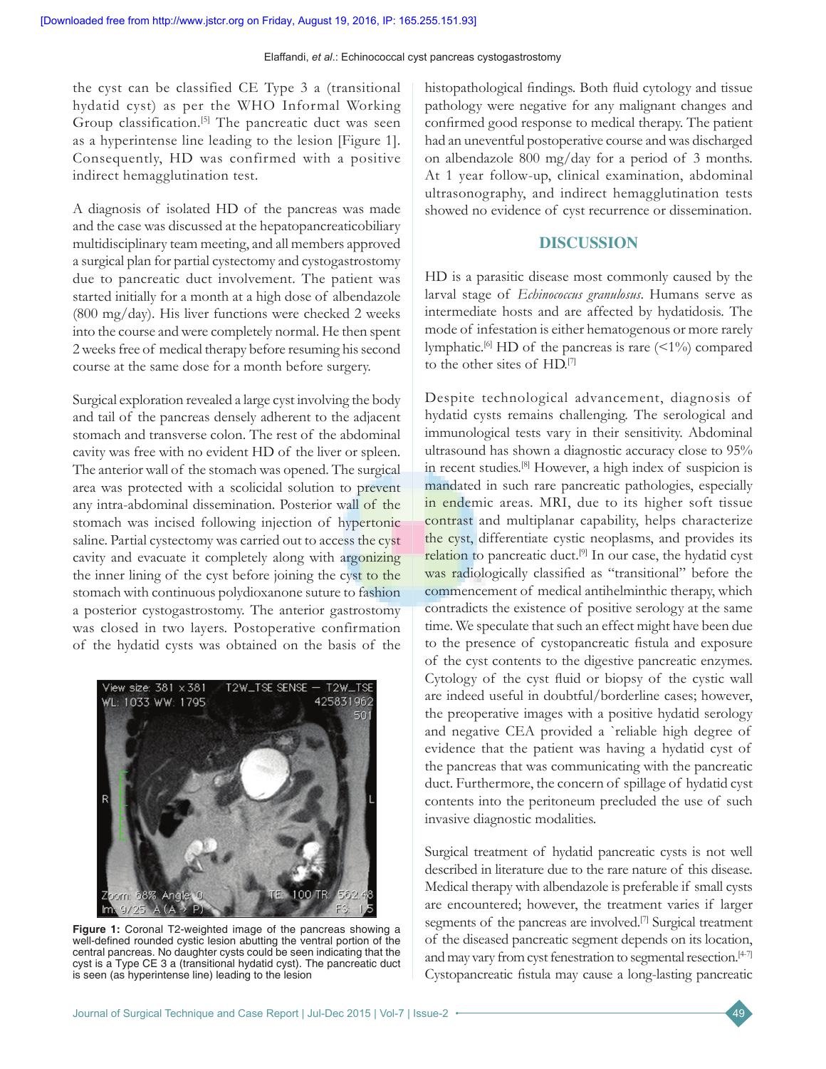the cyst can be classified CE Type 3 a (transitional hydatid cyst) as per the WHO Informal Working Group classification.[5] The pancreatic duct was seen as a hyperintense line leading to the lesion [Figure 1]. Consequently, HD was confirmed with a positive indirect hemagglutination test.

A diagnosis of isolated HD of the pancreas was made and the case was discussed at the hepatopancreaticobiliary multidisciplinary team meeting, and all members approved a surgical plan for partial cystectomy and cystogastrostomy due to pancreatic duct involvement. The patient was started initially for a month at a high dose of albendazole (800 mg/day). His liver functions were checked 2 weeks into the course and were completely normal. He then spent 2 weeks free of medical therapy before resuming his second course at the same dose for a month before surgery.

Surgical exploration revealed a large cyst involving the body and tail of the pancreas densely adherent to the adjacent stomach and transverse colon. The rest of the abdominal cavity was free with no evident HD of the liver or spleen. The anterior wall of the stomach was opened. The surgical area was protected with a scolicidal solution to prevent any intra-abdominal dissemination. Posterior wall of the stomach was incised following injection of hypertonic saline. Partial cystectomy was carried out to access the cyst cavity and evacuate it completely along with argonizing the inner lining of the cyst before joining the cyst to the stomach with continuous polydioxanone suture to fashion a posterior cystogastrostomy. The anterior gastrostomy was closed in two layers. Postoperative confirmation of the hydatid cysts was obtained on the basis of the histopathological findings. Both fluid cytology and tissue pathology were negative for any malignant changes and confirmed good response to medical therapy. The patient had an uneventful postoperative course and was discharged on albendazole 800 mg/day for a period of 3 months. At 1 year follow-up, clinical examination, abdominal ultrasonography, and indirect hemagglutination tests showed no evidence of cyst recurrence or dissemination.

**Figure 1:** Coronal T2-weighted image of the pancreas showing a well-defined rounded cystic lesion abutting the ventral portion of the central pancreas. No daughter cysts could be seen indicating that the cyst is a Type CE 3 a (transitional hydatid cyst). The pancreatic duct is seen (as hyperintense line) leading to the lesion

## DISCUSSION

HD is a parasitic disease most commonly caused by the larval stage of *Echinococcus granulosus*. Humans serve as intermediate hosts and are affected by hydatidosis. The mode of infestation is either hematogenous or more rarely lymphatic.[6] HD of the pancreas is rare (<1%) compared to the other sites of HD.[7]

Despite technological advancement, diagnosis of hydatid cysts remains challenging. The serological and immunological tests vary in their sensitivity. Abdominal ultrasound has shown a diagnostic accuracy close to 95% in recent studies.[8] However, a high index of suspicion is mandated in such rare pancreatic pathologies, especially in endemic areas. MRI, due to its higher soft tissue contrast and multiplanar capability, helps characterize the cyst, differentiate cystic neoplasms, and provides its relation to pancreatic duct.[9] In our case, the hydatid cyst was radiologically classified as "transitional" before the commencement of medical antihelminthic therapy, which contradicts the existence of positive serology at the same time. We speculate that such an effect might have been due to the presence of cystopancreatic fistula and exposure of the cyst contents to the digestive pancreatic enzymes. Cytology of the cyst fluid or biopsy of the cystic wall are indeed useful in doubtful/borderline cases; however, the preoperative images with a positive hydatid serology and negative CEA provided a `reliable high degree of evidence that the patient was having a hydatid cyst of the pancreas that was communicating with the pancreatic duct. Furthermore, the concern of spillage of hydatid cyst contents into the peritoneum precluded the use of such invasive diagnostic modalities.

Surgical treatment of hydatid pancreatic cysts is not well described in literature due to the rare nature of this disease. Medical therapy with albendazole is preferable if small cysts are encountered; however, the treatment varies if larger segments of the pancreas are involved.[7] Surgical treatment of the diseased pancreatic segment depends on its location, and may vary from cyst fenestration to segmental resection.[4-7] Cystopancreatic fistula may cause a long-lasting pancreatic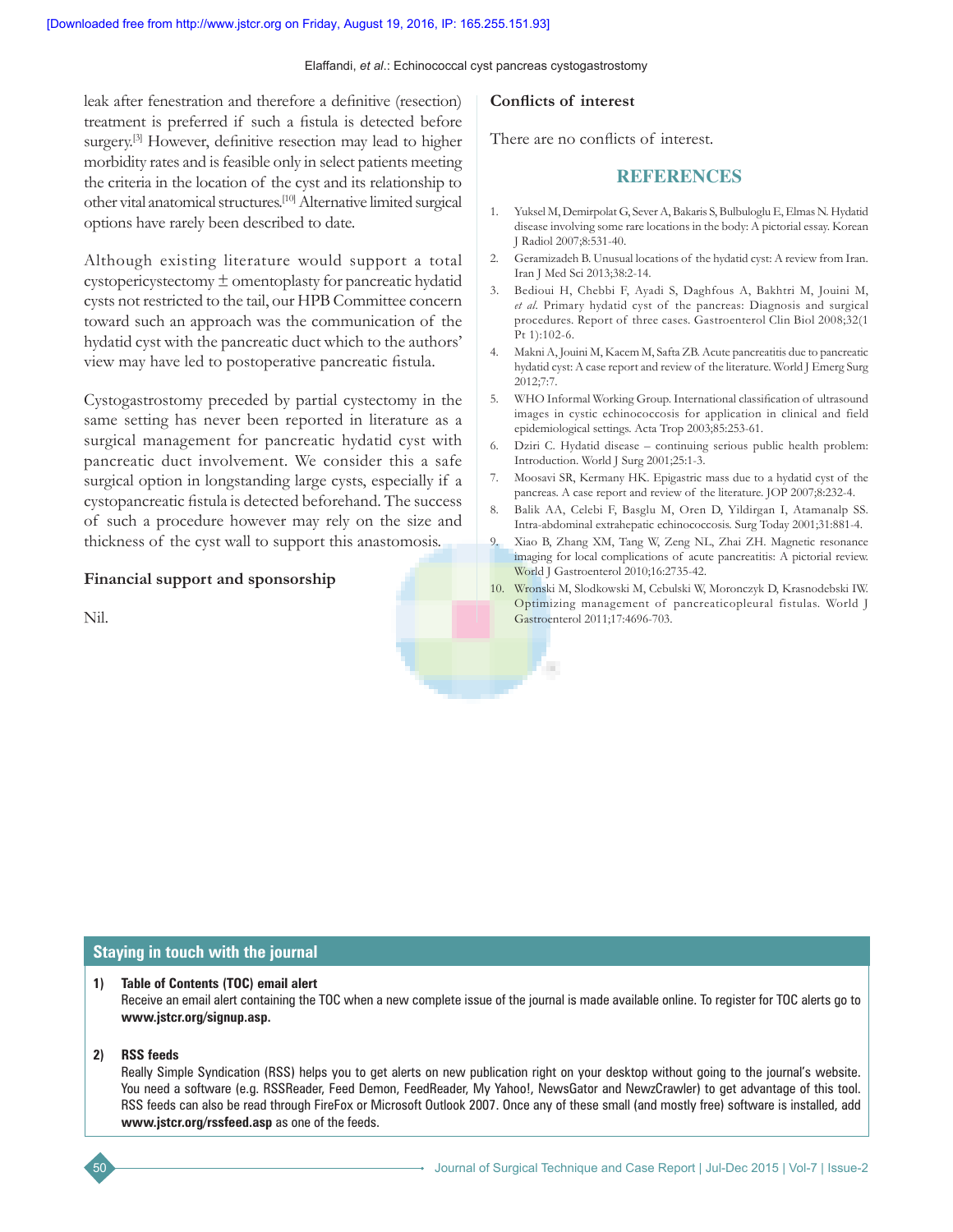leak after fenestration and therefore a definitive (resection) treatment is preferred if such a fistula is detected before surgery.[3] However, definitive resection may lead to higher morbidity rates and is feasible only in select patients meeting the criteria in the location of the cyst and its relationship to other vital anatomical structures.[10] Alternative limited surgical options have rarely been described to date.

Although existing literature would support a total cystopericystectomy ± omentoplasty for pancreatic hydatid cysts not restricted to the tail, our HPB Committee concern toward such an approach was the communication of the hydatid cyst with the pancreatic duct which to the authors' view may have led to postoperative pancreatic fistula.

Cystogastrostomy preceded by partial cystectomy in the same setting has never been reported in literature as a surgical management for pancreatic hydatid cyst with pancreatic duct involvement. We consider this a safe surgical option in longstanding large cysts, especially if a cystopancreatic fistula is detected beforehand. The success of such a procedure however may rely on the size and thickness of the cyst wall to support this anastomosis.

### Financial support and sponsorship

Nil.

### Conflicts of interest

There are no conflicts of interest.

## REFERENCES

1. Yuksel M, Demirpolat G, Sever A, Bakaris S, Bulbuloglu E, Elmas N. Hydatid disease involving some rare locations in the body: A pictorial essay. Korean J Radiol 2007;8:531-40.
2. Geramizadeh B. Unusual locations of the hydatid cyst: A review from Iran. Iran J Med Sci 2013;38:2-14.
3. Bedioui H, Chebbi F, Ayadi S, Daghfous A, Bakhtri M, Jouini M, *et al*. Primary hydatid cyst of the pancreas: Diagnosis and surgical procedures. Report of three cases. Gastroenterol Clin Biol 2008;32(1 Pt 1):102-6.
4. Makni A, Jouini M, Kacem M, Safta ZB. Acute pancreatitis due to pancreatic hydatid cyst: A case report and review of the literature. World J Emerg Surg 2012;7:7.
5. WHO Informal Working Group. International classification of ultrasound images in cystic echinococcosis for application in clinical and field epidemiological settings. Acta Trop 2003;85:253-61.
6. Dziri C. Hydatid disease – continuing serious public health problem: Introduction. World J Surg 2001;25:1-3.
7. Moosavi SR, Kermany HK. Epigastric mass due to a hydatid cyst of the pancreas. A case report and review of the literature. JOP 2007;8:232-4.
8. Balik AA, Celebi F, Basglu M, Oren D, Yildirgan I, Atamanalp SS. Intra-abdominal extrahepatic echinococcosis. Surg Today 2001;31:881-4.
9. Xiao B, Zhang XM, Tang W, Zeng NL, Zhai ZH. Magnetic resonance imaging for local complications of acute pancreatitis: A pictorial review. World J Gastroenterol 2010;16:2735-42.
10. Wronski M, Slodkowski M, Cebulski W, Moronczyk D, Krasnodebski IW. Optimizing management of pancreaticopleural fistulas. World J Gastroenterol 2011;17:4696-703.

## Staying in touch with the journal

1) **Table of Contents (TOC) email alert**
   Receive an email alert containing the TOC when a new complete issue of the journal is made available online. To register for TOC alerts go to **www.jstcr.org/signup.asp.**

2) **RSS feeds**
   Really Simple Syndication (RSS) helps you to get alerts on new publication right on your desktop without going to the journal's website. You need a software (e.g. RSSReader, Feed Demon, FeedReader, My Yahoo!, NewsGator and NewzCrawler) to get advantage of this tool. RSS feeds can also be read through FireFox or Microsoft Outlook 2007. Once any of these small (and mostly free) software is installed, add **www.jstcr.org/rssfeed.asp** as one of the feeds.